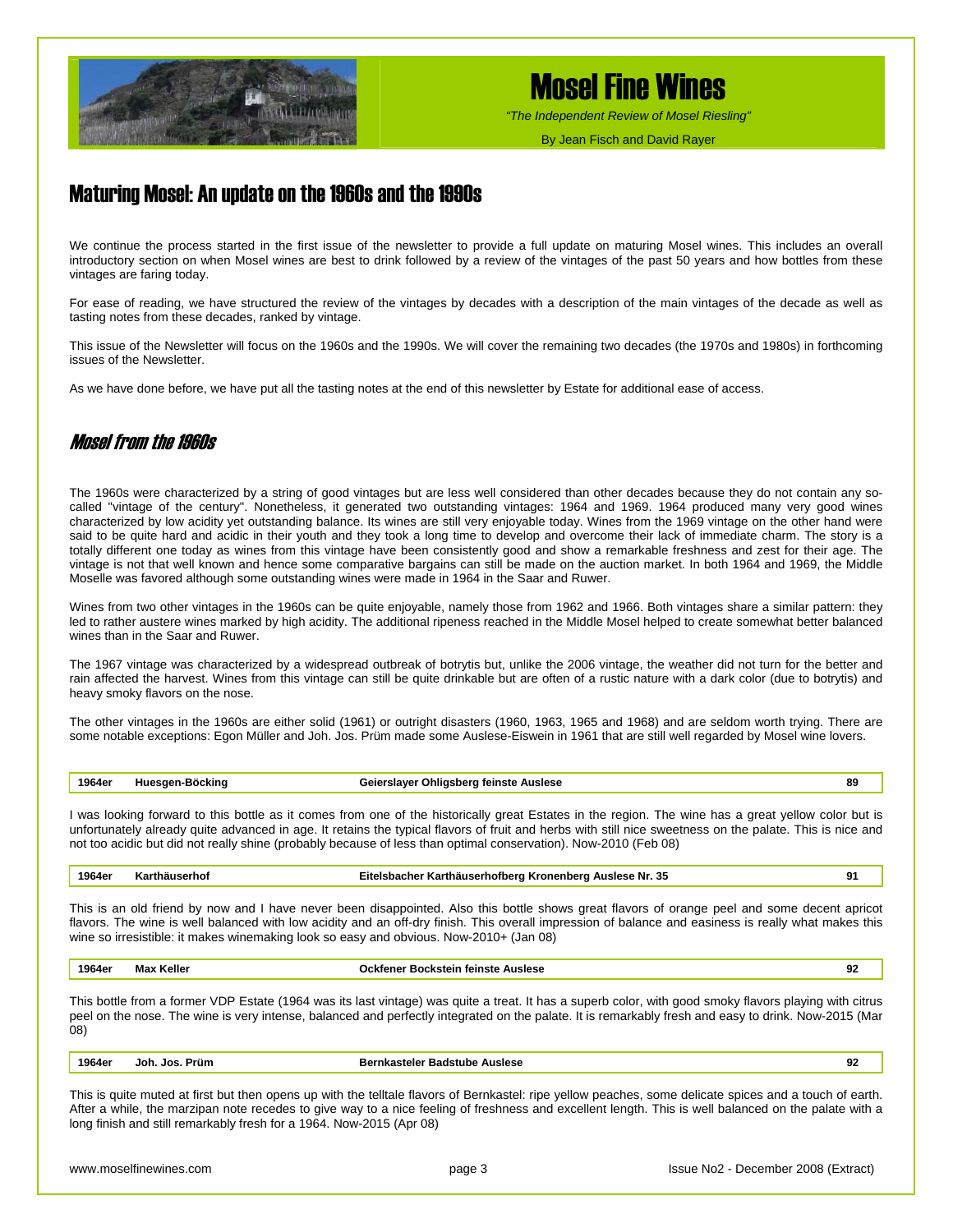# Mosel Fine Wines

*"The Independent Review of Mosel Riesling"*

By Jean Fisch and David Rayer

## Maturing Mosel: An update on the 1960s and the 1990s

We continue the process started in the first issue of the newsletter to provide a full update on maturing Mosel wines. This includes an overall introductory section on when Mosel wines are best to drink followed by a review of the vintages of the past 50 years and how bottles from these vintages are faring today.

For ease of reading, we have structured the review of the vintages by decades with a description of the main vintages of the decade as well as tasting notes from these decades, ranked by vintage.

This issue of the Newsletter will focus on the 1960s and the 1990s. We will cover the remaining two decades (the 1970s and 1980s) in forthcoming issues of the Newsletter.

As we have done before, we have put all the tasting notes at the end of this newsletter by Estate for additional ease of access.

### *Mosel from the 1960s*

The 1960s were characterized by a string of good vintages but are less well considered than other decades because they do not contain any so-called "vintage of the century". Nonetheless, it generated two outstanding vintages: 1964 and 1969. 1964 produced many very good wines characterized by low acidity yet outstanding balance. Its wines are still very enjoyable today. Wines from the 1969 vintage on the other hand were said to be quite hard and acidic in their youth and they took a long time to develop and overcome their lack of immediate charm. The story is a totally different one today as wines from this vintage have been consistently good and show a remarkable freshness and zest for their age. The vintage is not that well known and hence some comparative bargains can still be made on the auction market. In both 1964 and 1969, the Middle Moselle was favored although some outstanding wines were made in 1964 in the Saar and Ruwer.

Wines from two other vintages in the 1960s can be quite enjoyable, namely those from 1962 and 1966. Both vintages share a similar pattern: they led to rather austere wines marked by high acidity. The additional ripeness reached in the Middle Mosel helped to create somewhat better balanced wines than in the Saar and Ruwer.

The 1967 vintage was characterized by a widespread outbreak of botrytis but, unlike the 2006 vintage, the weather did not turn for the better and rain affected the harvest. Wines from this vintage can still be quite drinkable but are often of a rustic nature with a dark color (due to botrytis) and heavy smoky flavors on the nose.

The other vintages in the 1960s are either solid (1961) or outright disasters (1960, 1963, 1965 and 1968) and are seldom worth trying. There are some notable exceptions: Egon Müller and Joh. Jos. Prüm made some Auslese-Eiswein in 1961 that are still well regarded by Mosel wine lovers.

| 1964er | Huesgen-Böcking | Geierslayer Ohligsberg feinste Auslese | 89 |
|---|---|---|---|

I was looking forward to this bottle as it comes from one of the historically great Estates in the region. The wine has a great yellow color but is unfortunately already quite advanced in age. It retains the typical flavors of fruit and herbs with still nice sweetness on the palate. This is nice and not too acidic but did not really shine (probably because of less than optimal conservation). Now-2010 (Feb 08)

| 1964er | Karthäuserhof | Eitelsbacher Karthäuserhofberg Kronenberg Auslese Nr. 35 | 91 |
|---|---|---|---|

This is an old friend by now and I have never been disappointed. Also this bottle shows great flavors of orange peel and some decent apricot flavors. The wine is well balanced with low acidity and an off-dry finish. This overall impression of balance and easiness is really what makes this wine so irresistible: it makes winemaking look so easy and obvious. Now-2010+ (Jan 08)

| 1964er | Max Keller | Ockfener Bockstein feinste Auslese | 92 |
|---|---|---|---|

This bottle from a former VDP Estate (1964 was its last vintage) was quite a treat. It has a superb color, with good smoky flavors playing with citrus peel on the nose. The wine is very intense, balanced and perfectly integrated on the palate. It is remarkably fresh and easy to drink. Now-2015 (Mar 08)

| 1964er | Joh. Jos. Prüm | Bernkasteler Badstube Auslese | 92 |
|---|---|---|---|

This is quite muted at first but then opens up with the telltale flavors of Bernkastel: ripe yellow peaches, some delicate spices and a touch of earth. After a while, the marzipan note recedes to give way to a nice feeling of freshness and excellent length. This is well balanced on the palate with a long finish and still remarkably fresh for a 1964. Now-2015 (Apr 08)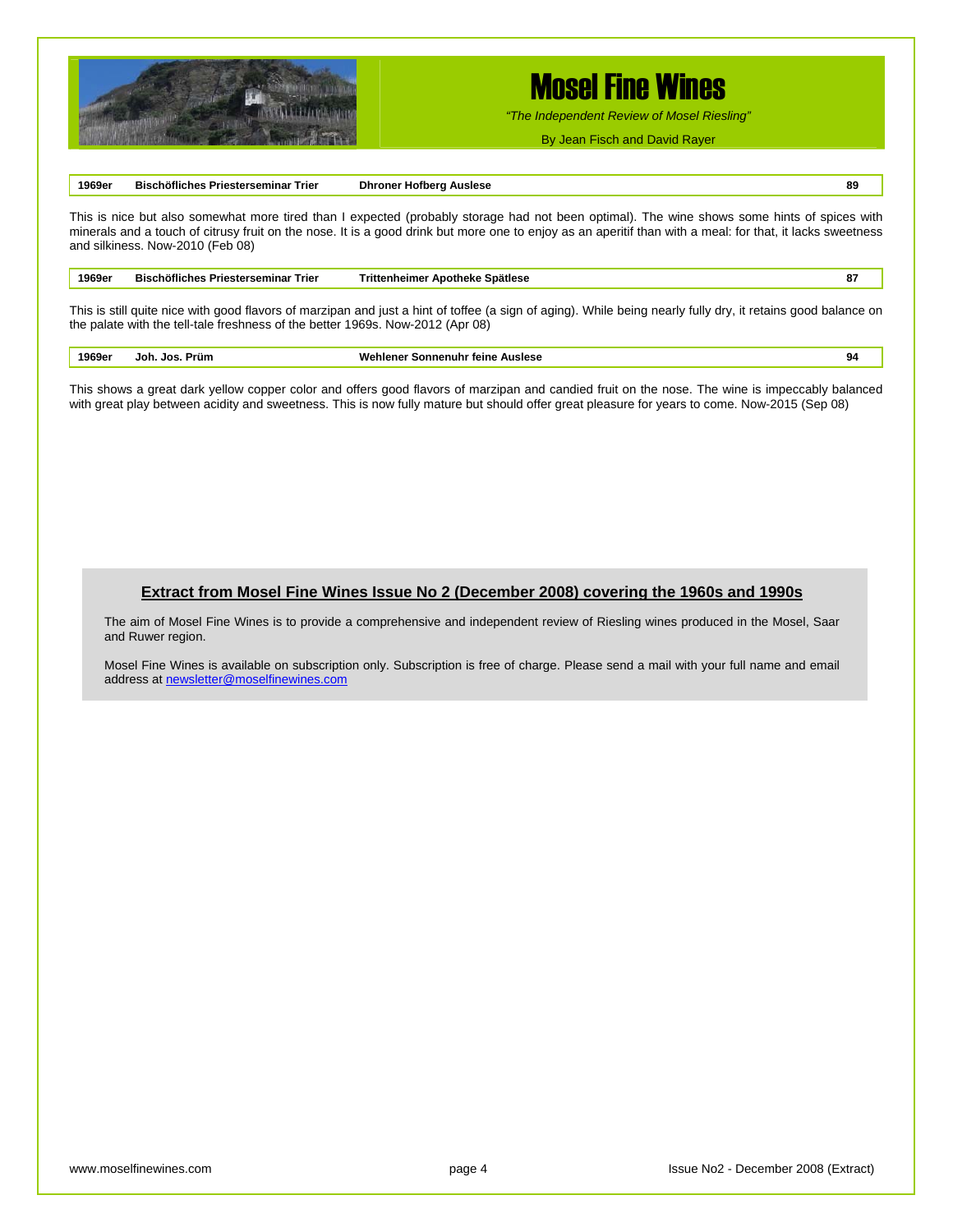| | | | |
|---|---|---|---|
| **1969er** | **Bischöfliches Priesterseminar Trier** | **Dhroner Hofberg Auslese** | **89** |

This is nice but also somewhat more tired than I expected (probably storage had not been optimal). The wine shows some hints of spices with minerals and a touch of citrusy fruit on the nose. It is a good drink but more one to enjoy as an aperitif than with a meal: for that, it lacks sweetness and silkiness. Now-2010 (Feb 08)

| | | | |
|---|---|---|---|
| **1969er** | **Bischöfliches Priesterseminar Trier** | **Trittenheimer Apotheke Spätlese** | **87** |

This is still quite nice with good flavors of marzipan and just a hint of toffee (a sign of aging). While being nearly fully dry, it retains good balance on the palate with the tell-tale freshness of the better 1969s. Now-2012 (Apr 08)

| | | | |
|---|---|---|---|
| **1969er** | **Joh. Jos. Prüm** | **Wehlener Sonnenuhr feine Auslese** | **94** |

This shows a great dark yellow copper color and offers good flavors of marzipan and candied fruit on the nose. The wine is impeccably balanced with great play between acidity and sweetness. This is now fully mature but should offer great pleasure for years to come. Now-2015 (Sep 08)

**Extract from Mosel Fine Wines Issue No 2 (December 2008) covering the 1960s and 1990s**

The aim of Mosel Fine Wines is to provide a comprehensive and independent review of Riesling wines produced in the Mosel, Saar and Ruwer region.

Mosel Fine Wines is available on subscription only. Subscription is free of charge. Please send a mail with your full name and email address at newsletter@moselfinewines.com